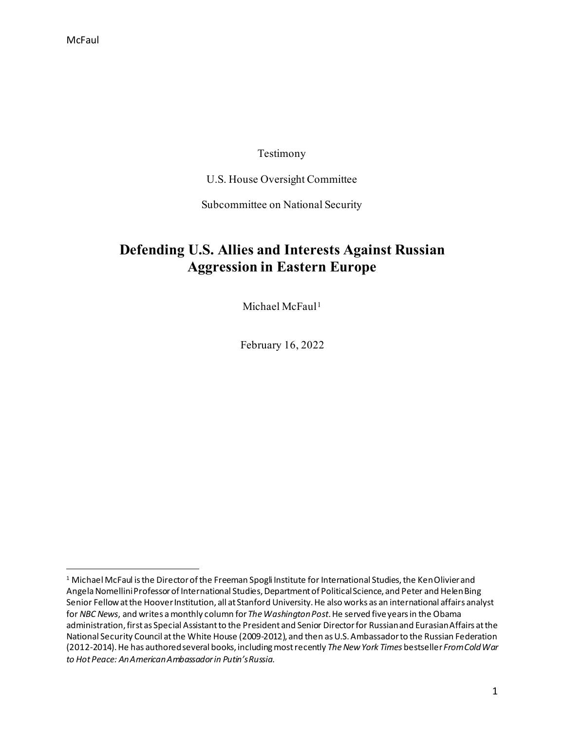Testimony

U.S. House Oversight Committee

Subcommittee on National Security

# Defending U.S. Allies and Interests Against Russian Aggression in Eastern Europe

Michael McFaul[1]

February 16, 2022

---

[1] Michael McFaul is the Director of the Freeman Spogli Institute for International Studies, the Ken Olivier and Angela Nomellini Professor of International Studies, Department of Political Science, and Peter and Helen Bing Senior Fellow at the Hoover Institution, all at Stanford University. He also works as an international affairs analyst for *NBC News*, and writes a monthly column for *The Washington Post*. He served five years in the Obama administration, first as Special Assistant to the President and Senior Director for Russian and Eurasian Affairs at the National Security Council at the White House (2009-2012), and then as U.S. Ambassador to the Russian Federation (2012-2014). He has authored several books, including most recently *The New York Times* bestseller *From Cold War to Hot Peace: An American Ambassador in Putin's Russia.*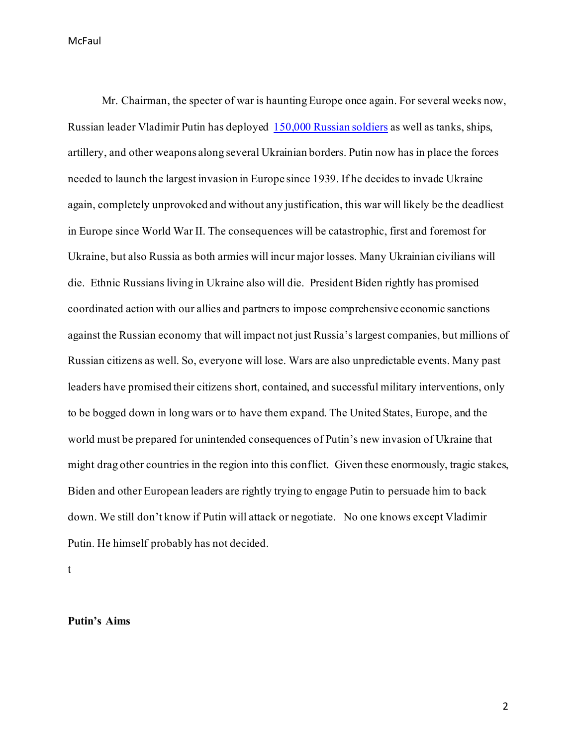Mr. Chairman, the specter of war is haunting Europe once again. For several weeks now, Russian leader Vladimir Putin has deployed 150,000 Russian soldiers as well as tanks, ships, artillery, and other weapons along several Ukrainian borders. Putin now has in place the forces needed to launch the largest invasion in Europe since 1939. If he decides to invade Ukraine again, completely unprovoked and without any justification, this war will likely be the deadliest in Europe since World War II. The consequences will be catastrophic, first and foremost for Ukraine, but also Russia as both armies will incur major losses. Many Ukrainian civilians will die. Ethnic Russians living in Ukraine also will die. President Biden rightly has promised coordinated action with our allies and partners to impose comprehensive economic sanctions against the Russian economy that will impact not just Russia's largest companies, but millions of Russian citizens as well. So, everyone will lose. Wars are also unpredictable events. Many past leaders have promised their citizens short, contained, and successful military interventions, only to be bogged down in long wars or to have them expand. The United States, Europe, and the world must be prepared for unintended consequences of Putin's new invasion of Ukraine that might drag other countries in the region into this conflict. Given these enormously, tragic stakes, Biden and other European leaders are rightly trying to engage Putin to persuade him to back down. We still don't know if Putin will attack or negotiate. No one knows except Vladimir Putin. He himself probably has not decided.

t

**Putin's Aims**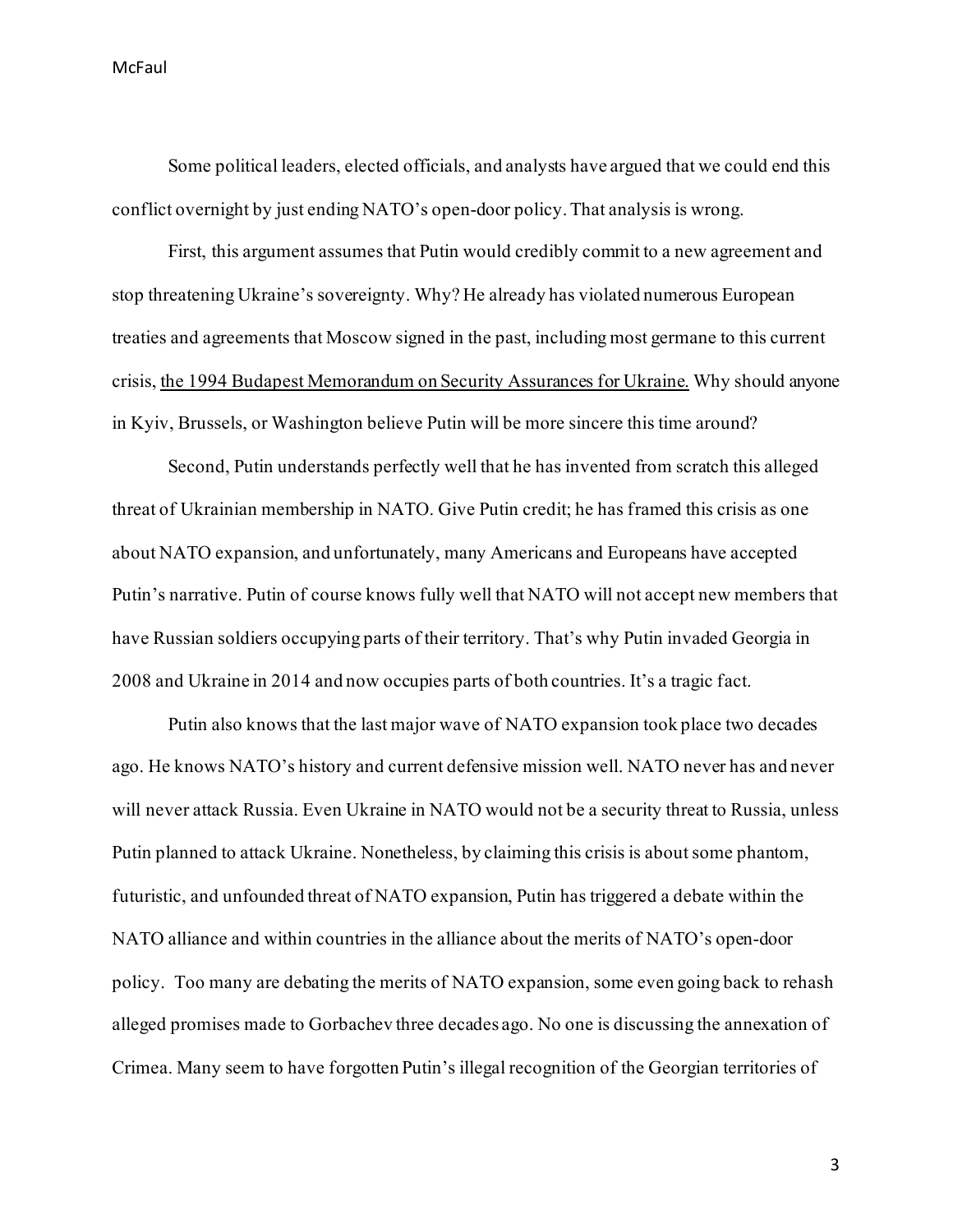Some political leaders, elected officials, and analysts have argued that we could end this conflict overnight by just ending NATO's open-door policy. That analysis is wrong.

First, this argument assumes that Putin would credibly commit to a new agreement and stop threatening Ukraine's sovereignty. Why? He already has violated numerous European treaties and agreements that Moscow signed in the past, including most germane to this current crisis, the 1994 Budapest Memorandum on Security Assurances for Ukraine. Why should anyone in Kyiv, Brussels, or Washington believe Putin will be more sincere this time around?

Second, Putin understands perfectly well that he has invented from scratch this alleged threat of Ukrainian membership in NATO. Give Putin credit; he has framed this crisis as one about NATO expansion, and unfortunately, many Americans and Europeans have accepted Putin's narrative. Putin of course knows fully well that NATO will not accept new members that have Russian soldiers occupying parts of their territory. That's why Putin invaded Georgia in 2008 and Ukraine in 2014 and now occupies parts of both countries. It's a tragic fact.

Putin also knows that the last major wave of NATO expansion took place two decades ago. He knows NATO's history and current defensive mission well. NATO never has and never will never attack Russia. Even Ukraine in NATO would not be a security threat to Russia, unless Putin planned to attack Ukraine. Nonetheless, by claiming this crisis is about some phantom, futuristic, and unfounded threat of NATO expansion, Putin has triggered a debate within the NATO alliance and within countries in the alliance about the merits of NATO's open-door policy. Too many are debating the merits of NATO expansion, some even going back to rehash alleged promises made to Gorbachev three decades ago. No one is discussing the annexation of Crimea. Many seem to have forgotten Putin's illegal recognition of the Georgian territories of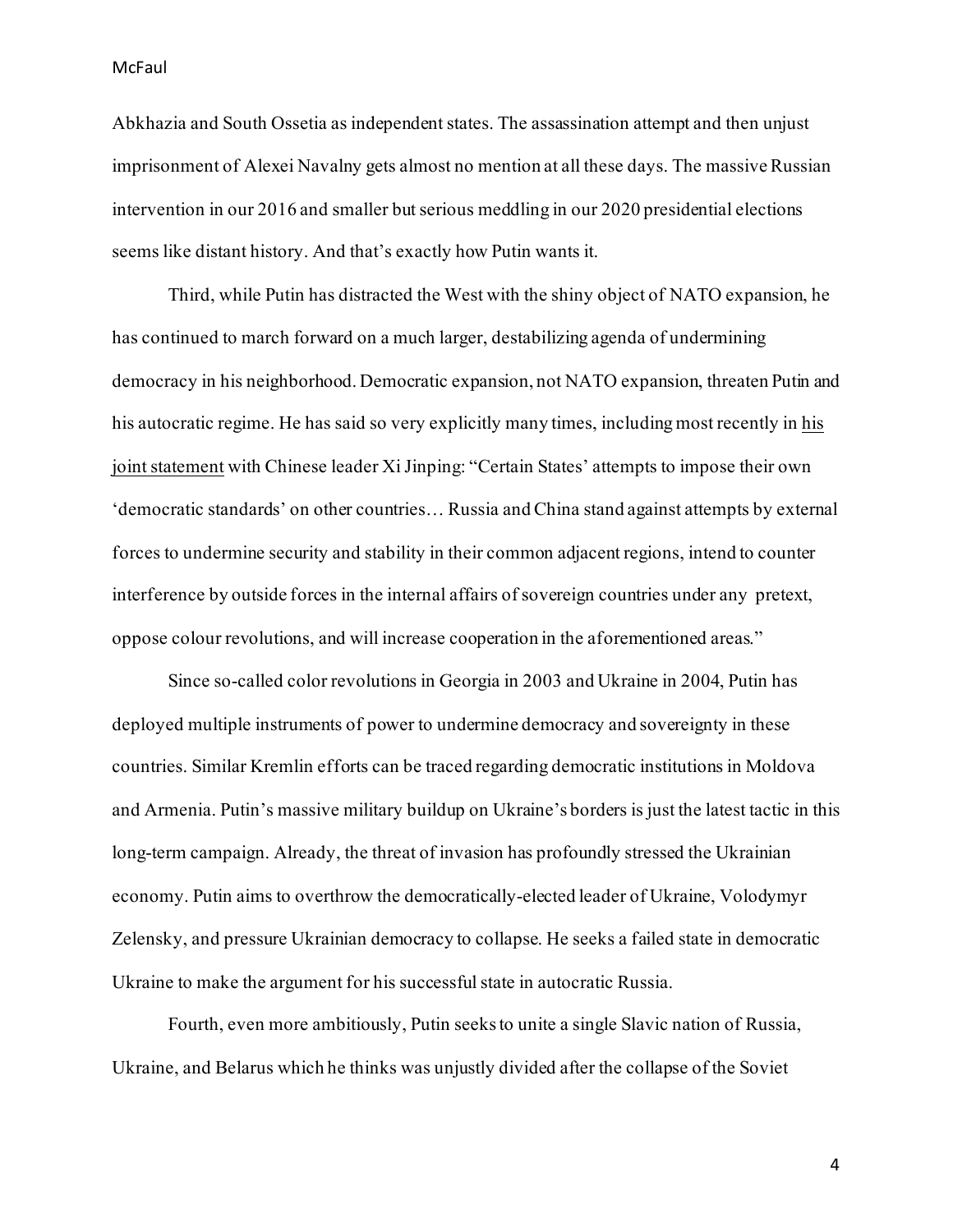Abkhazia and South Ossetia as independent states. The assassination attempt and then unjust imprisonment of Alexei Navalny gets almost no mention at all these days. The massive Russian intervention in our 2016 and smaller but serious meddling in our 2020 presidential elections seems like distant history. And that's exactly how Putin wants it.

Third, while Putin has distracted the West with the shiny object of NATO expansion, he has continued to march forward on a much larger, destabilizing agenda of undermining democracy in his neighborhood. Democratic expansion, not NATO expansion, threaten Putin and his autocratic regime. He has said so very explicitly many times, including most recently in his joint statement with Chinese leader Xi Jinping: "Certain States' attempts to impose their own 'democratic standards' on other countries… Russia and China stand against attempts by external forces to undermine security and stability in their common adjacent regions, intend to counter interference by outside forces in the internal affairs of sovereign countries under any pretext, oppose colour revolutions, and will increase cooperation in the aforementioned areas."

Since so-called color revolutions in Georgia in 2003 and Ukraine in 2004, Putin has deployed multiple instruments of power to undermine democracy and sovereignty in these countries. Similar Kremlin efforts can be traced regarding democratic institutions in Moldova and Armenia. Putin's massive military buildup on Ukraine's borders is just the latest tactic in this long-term campaign. Already, the threat of invasion has profoundly stressed the Ukrainian economy. Putin aims to overthrow the democratically-elected leader of Ukraine, Volodymyr Zelensky, and pressure Ukrainian democracy to collapse. He seeks a failed state in democratic Ukraine to make the argument for his successful state in autocratic Russia.

Fourth, even more ambitiously, Putin seeks to unite a single Slavic nation of Russia, Ukraine, and Belarus which he thinks was unjustly divided after the collapse of the Soviet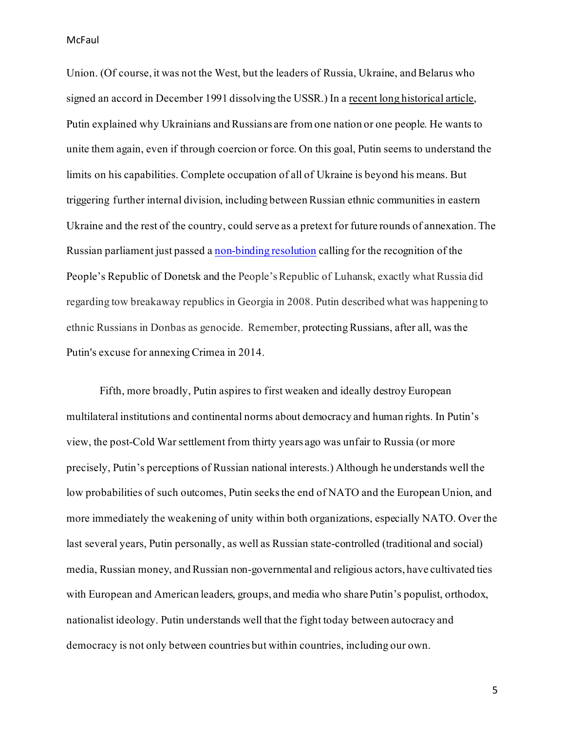Union. (Of course, it was not the West, but the leaders of Russia, Ukraine, and Belarus who signed an accord in December 1991 dissolving the USSR.) In a recent long historical article, Putin explained why Ukrainians and Russians are from one nation or one people. He wants to unite them again, even if through coercion or force. On this goal, Putin seems to understand the limits on his capabilities. Complete occupation of all of Ukraine is beyond his means. But triggering further internal division, including between Russian ethnic communities in eastern Ukraine and the rest of the country, could serve as a pretext for future rounds of annexation. The Russian parliament just passed a non-binding resolution calling for the recognition of the People's Republic of Donetsk and the People's Republic of Luhansk, exactly what Russia did regarding tow breakaway republics in Georgia in 2008. Putin described what was happening to ethnic Russians in Donbas as genocide. Remember, protecting Russians, after all, was the Putin's excuse for annexing Crimea in 2014.

Fifth, more broadly, Putin aspires to first weaken and ideally destroy European multilateral institutions and continental norms about democracy and human rights. In Putin's view, the post-Cold War settlement from thirty years ago was unfair to Russia (or more precisely, Putin's perceptions of Russian national interests.) Although he understands well the low probabilities of such outcomes, Putin seeks the end of NATO and the European Union, and more immediately the weakening of unity within both organizations, especially NATO. Over the last several years, Putin personally, as well as Russian state-controlled (traditional and social) media, Russian money, and Russian non-governmental and religious actors, have cultivated ties with European and American leaders, groups, and media who share Putin's populist, orthodox, nationalist ideology. Putin understands well that the fight today between autocracy and democracy is not only between countries but within countries, including our own.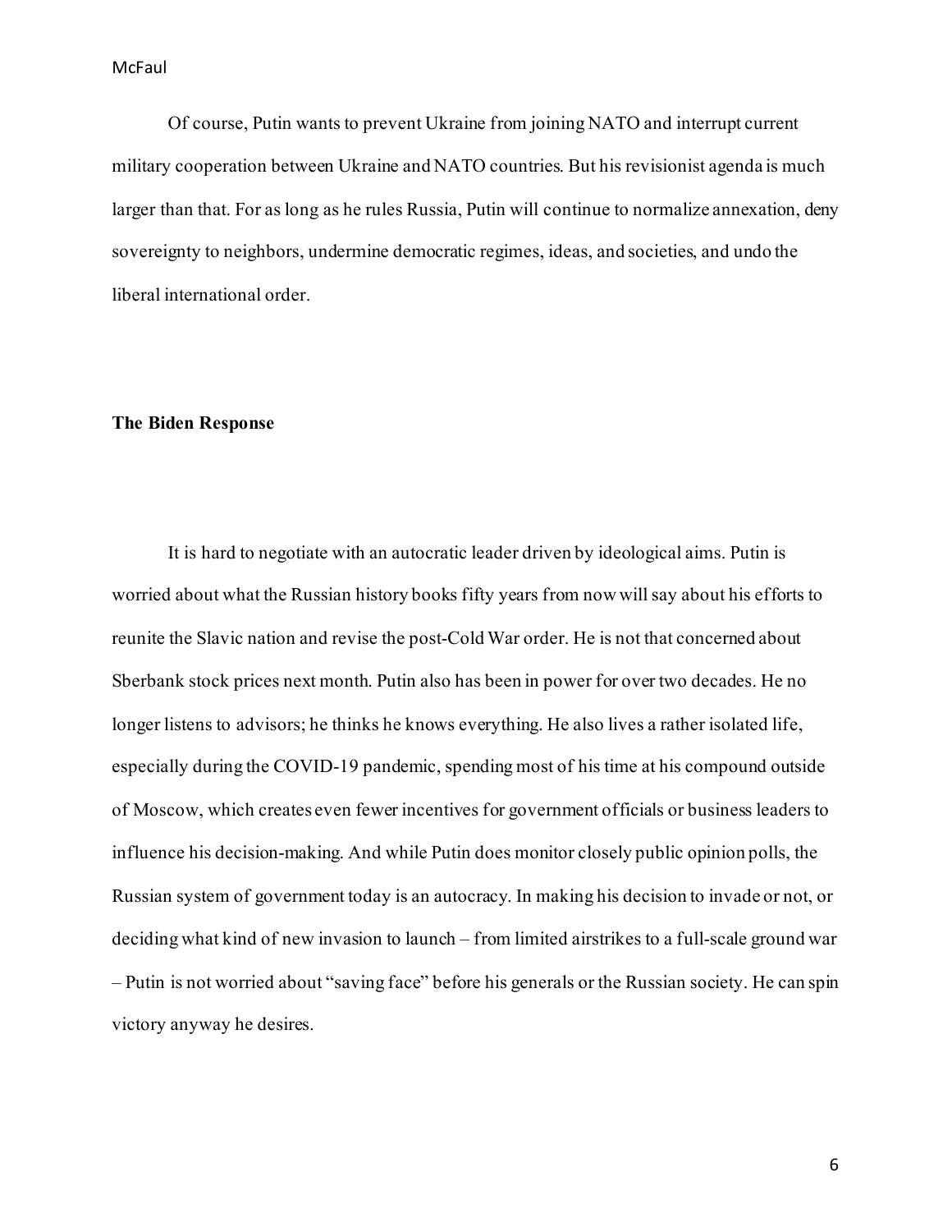Of course, Putin wants to prevent Ukraine from joining NATO and interrupt current military cooperation between Ukraine and NATO countries. But his revisionist agenda is much larger than that. For as long as he rules Russia, Putin will continue to normalize annexation, deny sovereignty to neighbors, undermine democratic regimes, ideas, and societies, and undo the liberal international order.

## The Biden Response

It is hard to negotiate with an autocratic leader driven by ideological aims. Putin is worried about what the Russian history books fifty years from now will say about his efforts to reunite the Slavic nation and revise the post-Cold War order. He is not that concerned about Sberbank stock prices next month. Putin also has been in power for over two decades. He no longer listens to advisors; he thinks he knows everything. He also lives a rather isolated life, especially during the COVID-19 pandemic, spending most of his time at his compound outside of Moscow, which creates even fewer incentives for government officials or business leaders to influence his decision-making. And while Putin does monitor closely public opinion polls, the Russian system of government today is an autocracy. In making his decision to invade or not, or deciding what kind of new invasion to launch – from limited airstrikes to a full-scale ground war – Putin is not worried about "saving face" before his generals or the Russian society. He can spin victory anyway he desires.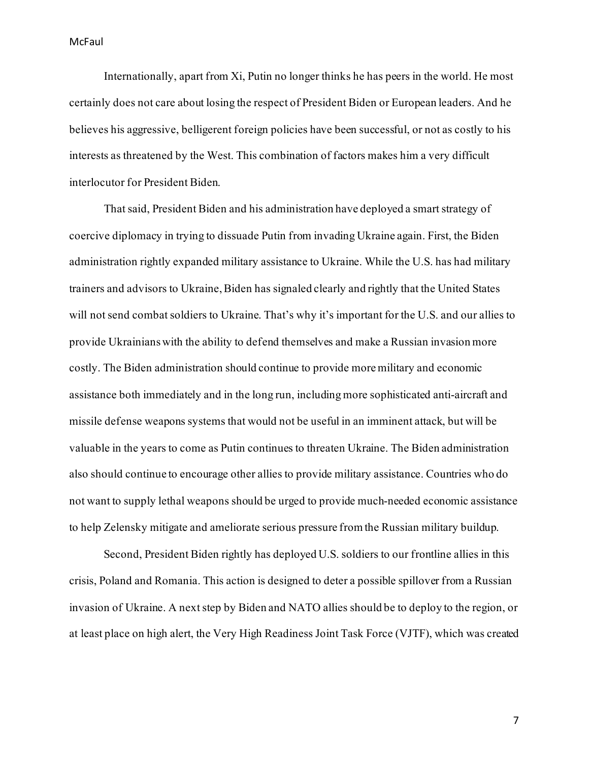Internationally, apart from Xi, Putin no longer thinks he has peers in the world. He most certainly does not care about losing the respect of President Biden or European leaders. And he believes his aggressive, belligerent foreign policies have been successful, or not as costly to his interests as threatened by the West. This combination of factors makes him a very difficult interlocutor for President Biden.

That said, President Biden and his administration have deployed a smart strategy of coercive diplomacy in trying to dissuade Putin from invading Ukraine again. First, the Biden administration rightly expanded military assistance to Ukraine. While the U.S. has had military trainers and advisors to Ukraine, Biden has signaled clearly and rightly that the United States will not send combat soldiers to Ukraine. That's why it's important for the U.S. and our allies to provide Ukrainians with the ability to defend themselves and make a Russian invasion more costly. The Biden administration should continue to provide more military and economic assistance both immediately and in the long run, including more sophisticated anti-aircraft and missile defense weapons systems that would not be useful in an imminent attack, but will be valuable in the years to come as Putin continues to threaten Ukraine. The Biden administration also should continue to encourage other allies to provide military assistance. Countries who do not want to supply lethal weapons should be urged to provide much-needed economic assistance to help Zelensky mitigate and ameliorate serious pressure from the Russian military buildup.

Second, President Biden rightly has deployed U.S. soldiers to our frontline allies in this crisis, Poland and Romania. This action is designed to deter a possible spillover from a Russian invasion of Ukraine. A next step by Biden and NATO allies should be to deploy to the region, or at least place on high alert, the Very High Readiness Joint Task Force (VJTF), which was created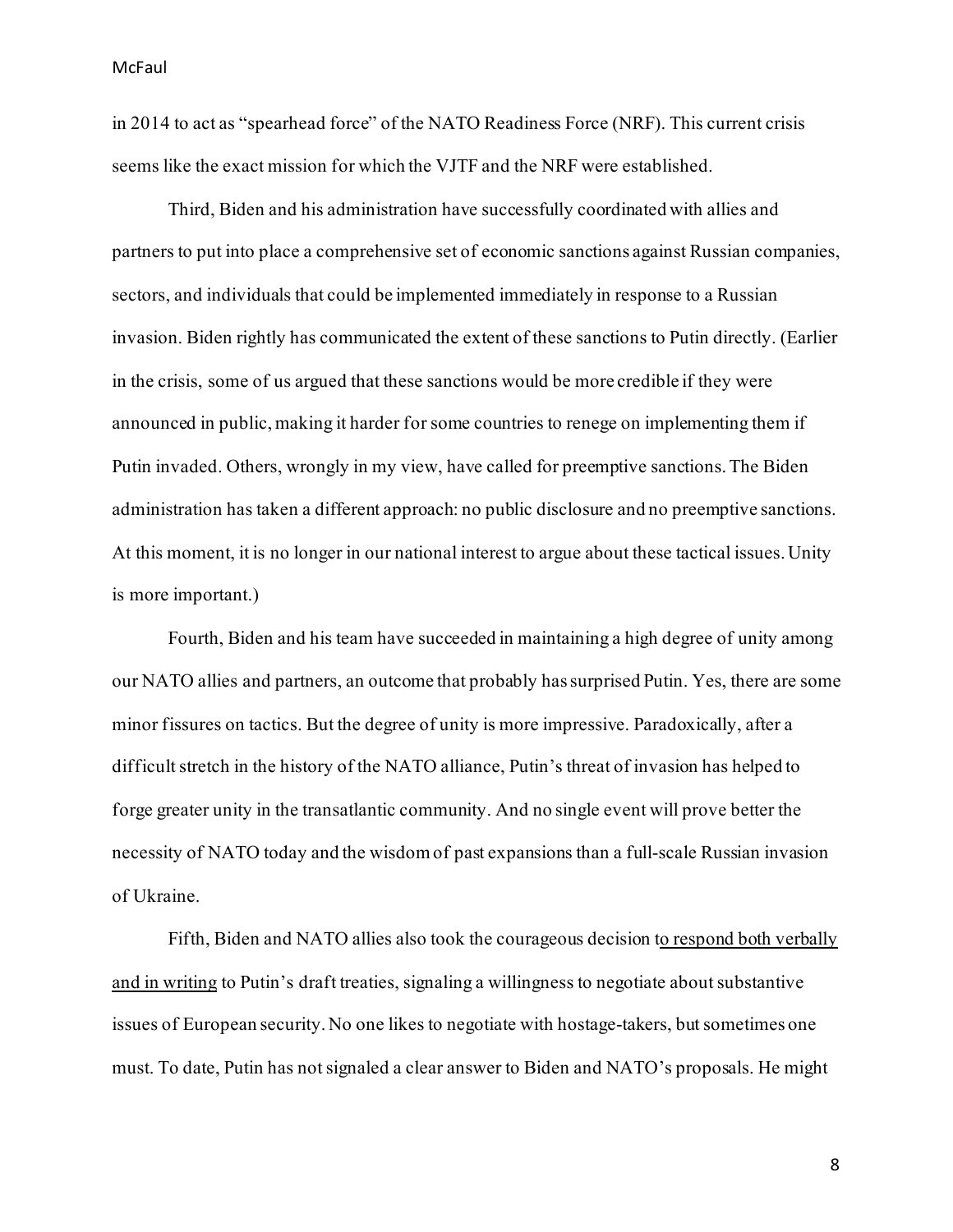in 2014 to act as "spearhead force" of the NATO Readiness Force (NRF). This current crisis seems like the exact mission for which the VJTF and the NRF were established.

Third, Biden and his administration have successfully coordinated with allies and partners to put into place a comprehensive set of economic sanctions against Russian companies, sectors, and individuals that could be implemented immediately in response to a Russian invasion. Biden rightly has communicated the extent of these sanctions to Putin directly. (Earlier in the crisis, some of us argued that these sanctions would be more credible if they were announced in public, making it harder for some countries to renege on implementing them if Putin invaded. Others, wrongly in my view, have called for preemptive sanctions. The Biden administration has taken a different approach: no public disclosure and no preemptive sanctions. At this moment, it is no longer in our national interest to argue about these tactical issues. Unity is more important.)

Fourth, Biden and his team have succeeded in maintaining a high degree of unity among our NATO allies and partners, an outcome that probably has surprised Putin. Yes, there are some minor fissures on tactics. But the degree of unity is more impressive. Paradoxically, after a difficult stretch in the history of the NATO alliance, Putin's threat of invasion has helped to forge greater unity in the transatlantic community. And no single event will prove better the necessity of NATO today and the wisdom of past expansions than a full-scale Russian invasion of Ukraine.

Fifth, Biden and NATO allies also took the courageous decision to respond both verbally and in writing to Putin's draft treaties, signaling a willingness to negotiate about substantive issues of European security. No one likes to negotiate with hostage-takers, but sometimes one must. To date, Putin has not signaled a clear answer to Biden and NATO's proposals. He might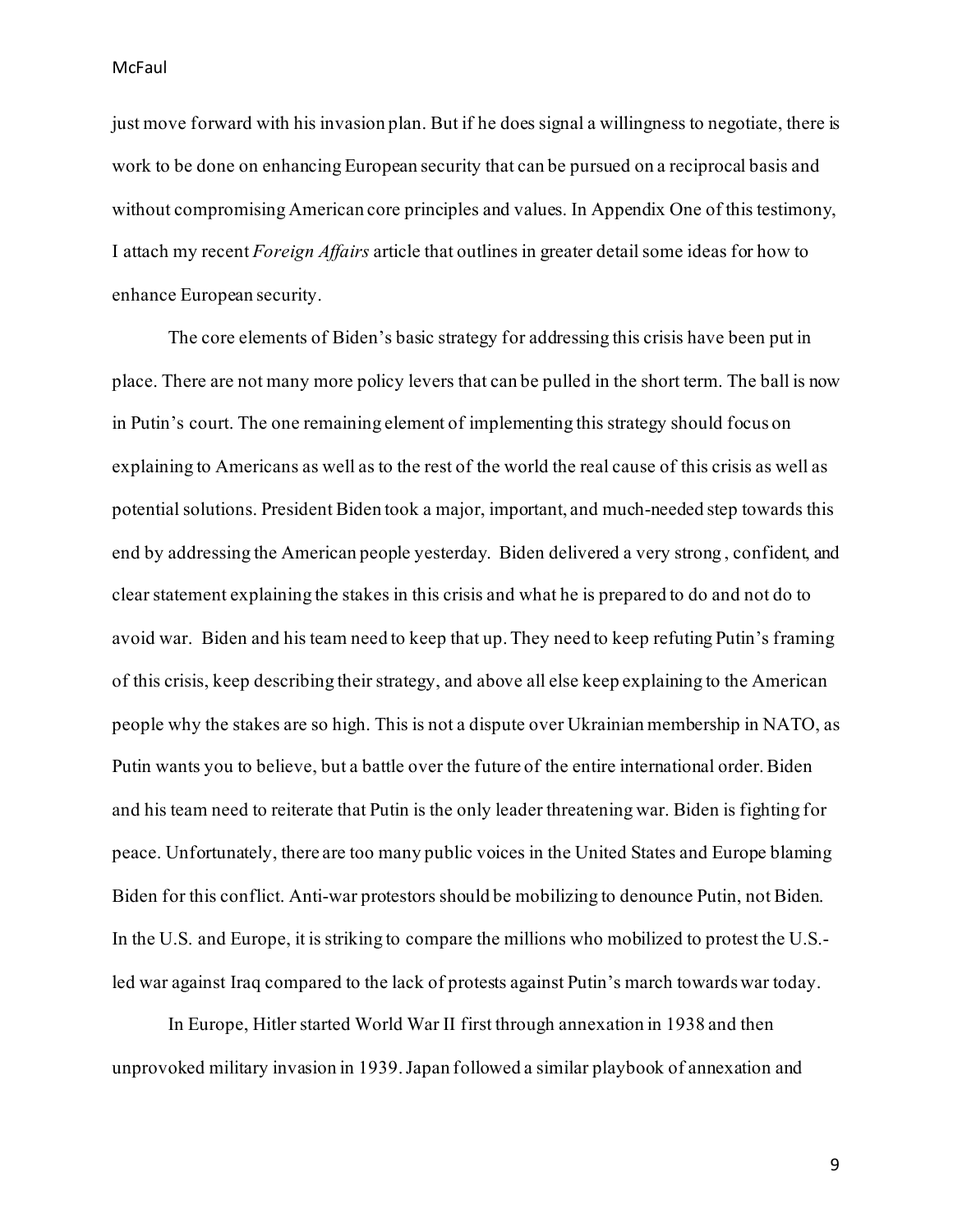just move forward with his invasion plan. But if he does signal a willingness to negotiate, there is work to be done on enhancing European security that can be pursued on a reciprocal basis and without compromising American core principles and values. In Appendix One of this testimony, I attach my recent *Foreign Affairs* article that outlines in greater detail some ideas for how to enhance European security.

The core elements of Biden's basic strategy for addressing this crisis have been put in place. There are not many more policy levers that can be pulled in the short term. The ball is now in Putin's court. The one remaining element of implementing this strategy should focus on explaining to Americans as well as to the rest of the world the real cause of this crisis as well as potential solutions. President Biden took a major, important, and much-needed step towards this end by addressing the American people yesterday. Biden delivered a very strong, confident, and clear statement explaining the stakes in this crisis and what he is prepared to do and not do to avoid war. Biden and his team need to keep that up. They need to keep refuting Putin's framing of this crisis, keep describing their strategy, and above all else keep explaining to the American people why the stakes are so high. This is not a dispute over Ukrainian membership in NATO, as Putin wants you to believe, but a battle over the future of the entire international order. Biden and his team need to reiterate that Putin is the only leader threatening war. Biden is fighting for peace. Unfortunately, there are too many public voices in the United States and Europe blaming Biden for this conflict. Anti-war protestors should be mobilizing to denounce Putin, not Biden. In the U.S. and Europe, it is striking to compare the millions who mobilized to protest the U.S.-led war against Iraq compared to the lack of protests against Putin's march towards war today.

In Europe, Hitler started World War II first through annexation in 1938 and then unprovoked military invasion in 1939. Japan followed a similar playbook of annexation and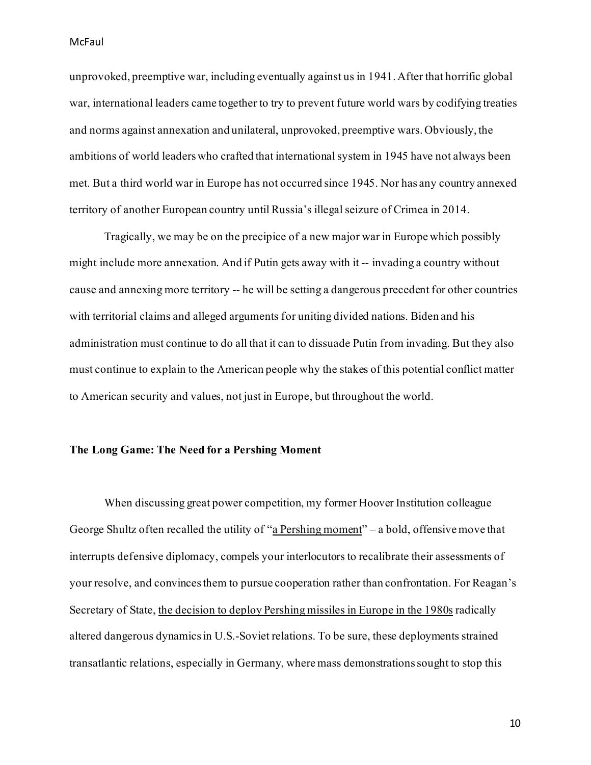unprovoked, preemptive war, including eventually against us in 1941. After that horrific global war, international leaders came together to try to prevent future world wars by codifying treaties and norms against annexation and unilateral, unprovoked, preemptive wars. Obviously, the ambitions of world leaders who crafted that international system in 1945 have not always been met. But a third world war in Europe has not occurred since 1945. Nor has any country annexed territory of another European country until Russia's illegal seizure of Crimea in 2014.

Tragically, we may be on the precipice of a new major war in Europe which possibly might include more annexation. And if Putin gets away with it -- invading a country without cause and annexing more territory -- he will be setting a dangerous precedent for other countries with territorial claims and alleged arguments for uniting divided nations. Biden and his administration must continue to do all that it can to dissuade Putin from invading. But they also must continue to explain to the American people why the stakes of this potential conflict matter to American security and values, not just in Europe, but throughout the world.

**The Long Game: The Need for a Pershing Moment**

When discussing great power competition, my former Hoover Institution colleague George Shultz often recalled the utility of "a Pershing moment" – a bold, offensive move that interrupts defensive diplomacy, compels your interlocutors to recalibrate their assessments of your resolve, and convinces them to pursue cooperation rather than confrontation. For Reagan's Secretary of State, the decision to deploy Pershing missiles in Europe in the 1980s radically altered dangerous dynamics in U.S.-Soviet relations. To be sure, these deployments strained transatlantic relations, especially in Germany, where mass demonstrations sought to stop this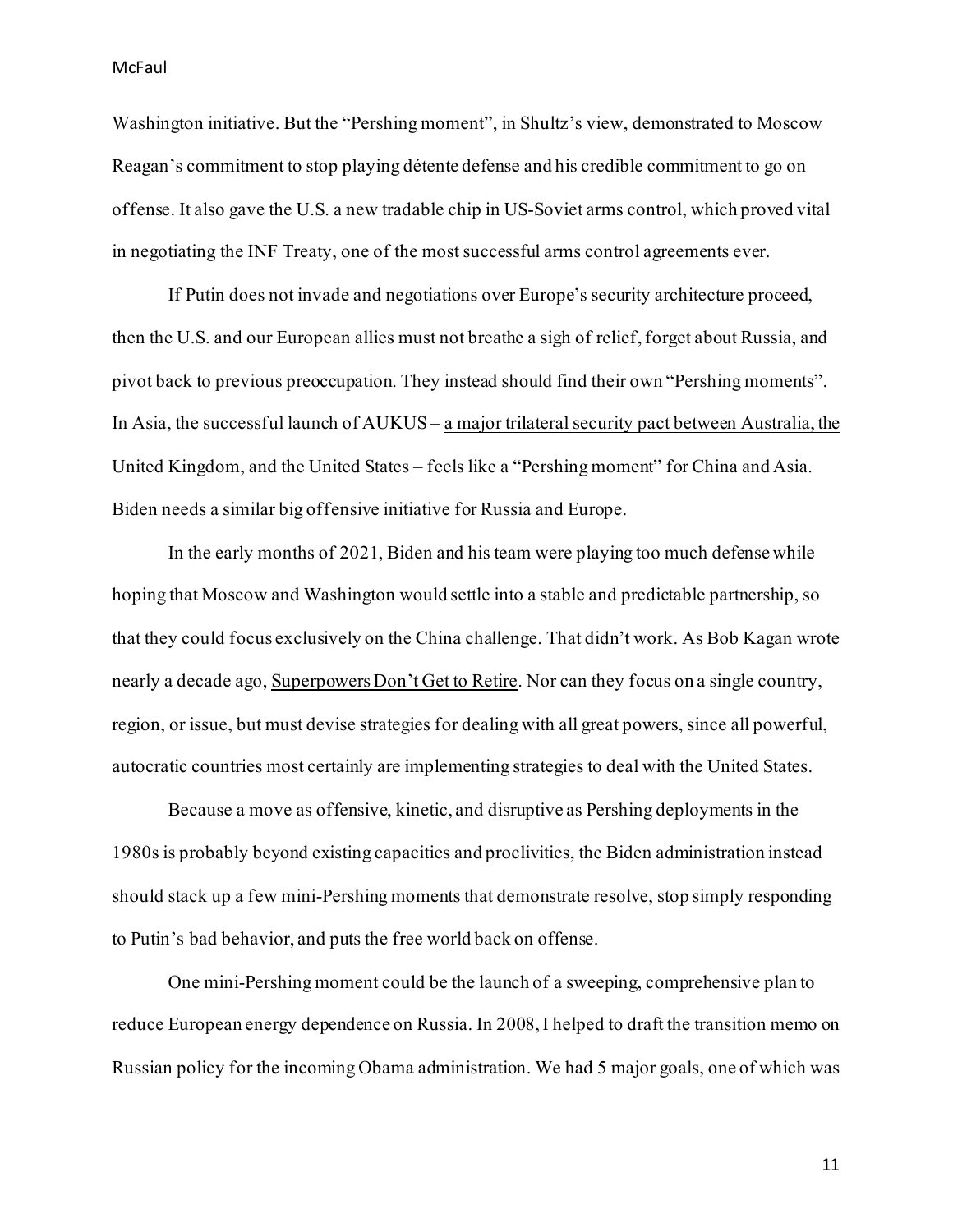Washington initiative. But the "Pershing moment", in Shultz's view, demonstrated to Moscow Reagan's commitment to stop playing détente defense and his credible commitment to go on offense. It also gave the U.S. a new tradable chip in US-Soviet arms control, which proved vital in negotiating the INF Treaty, one of the most successful arms control agreements ever.

If Putin does not invade and negotiations over Europe's security architecture proceed, then the U.S. and our European allies must not breathe a sigh of relief, forget about Russia, and pivot back to previous preoccupation. They instead should find their own "Pershing moments". In Asia, the successful launch of AUKUS – a major trilateral security pact between Australia, the United Kingdom, and the United States – feels like a "Pershing moment" for China and Asia. Biden needs a similar big offensive initiative for Russia and Europe.

In the early months of 2021, Biden and his team were playing too much defense while hoping that Moscow and Washington would settle into a stable and predictable partnership, so that they could focus exclusively on the China challenge. That didn't work. As Bob Kagan wrote nearly a decade ago, Superpowers Don't Get to Retire. Nor can they focus on a single country, region, or issue, but must devise strategies for dealing with all great powers, since all powerful, autocratic countries most certainly are implementing strategies to deal with the United States.

Because a move as offensive, kinetic, and disruptive as Pershing deployments in the 1980s is probably beyond existing capacities and proclivities, the Biden administration instead should stack up a few mini-Pershing moments that demonstrate resolve, stop simply responding to Putin's bad behavior, and puts the free world back on offense.

One mini-Pershing moment could be the launch of a sweeping, comprehensive plan to reduce European energy dependence on Russia. In 2008, I helped to draft the transition memo on Russian policy for the incoming Obama administration. We had 5 major goals, one of which was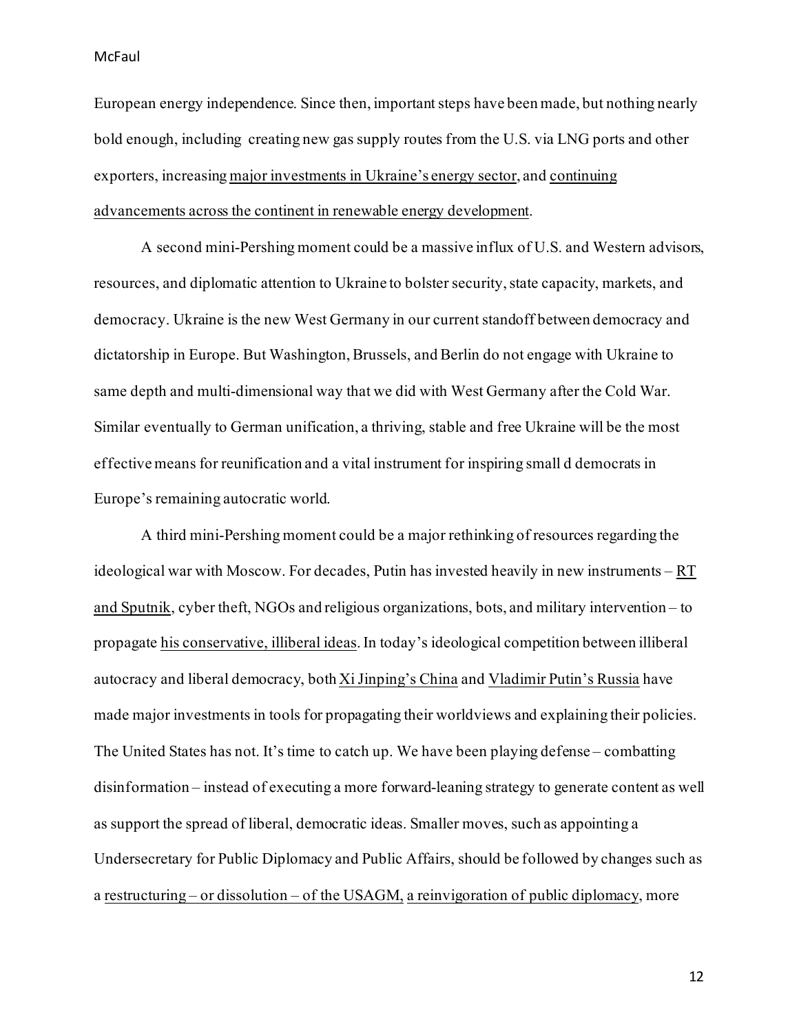European energy independence. Since then, important steps have been made, but nothing nearly bold enough, including  creating new gas supply routes from the U.S. via LNG ports and other exporters, increasing major investments in Ukraine's energy sector, and continuing advancements across the continent in renewable energy development.

A second mini-Pershing moment could be a massive influx of U.S. and Western advisors, resources, and diplomatic attention to Ukraine to bolster security, state capacity, markets, and democracy. Ukraine is the new West Germany in our current standoff between democracy and dictatorship in Europe. But Washington, Brussels, and Berlin do not engage with Ukraine to same depth and multi-dimensional way that we did with West Germany after the Cold War. Similar eventually to German unification, a thriving, stable and free Ukraine will be the most effective means for reunification and a vital instrument for inspiring small d democrats in Europe's remaining autocratic world.

A third mini-Pershing moment could be a major rethinking of resources regarding the ideological war with Moscow. For decades, Putin has invested heavily in new instruments – RT and Sputnik, cyber theft, NGOs and religious organizations, bots, and military intervention – to propagate his conservative, illiberal ideas. In today's ideological competition between illiberal autocracy and liberal democracy, both Xi Jinping's China and Vladimir Putin's Russia have made major investments in tools for propagating their worldviews and explaining their policies. The United States has not. It's time to catch up. We have been playing defense – combatting disinformation – instead of executing a more forward-leaning strategy to generate content as well as support the spread of liberal, democratic ideas. Smaller moves, such as appointing a Undersecretary for Public Diplomacy and Public Affairs, should be followed by changes such as a restructuring – or dissolution – of the USAGM, a reinvigoration of public diplomacy, more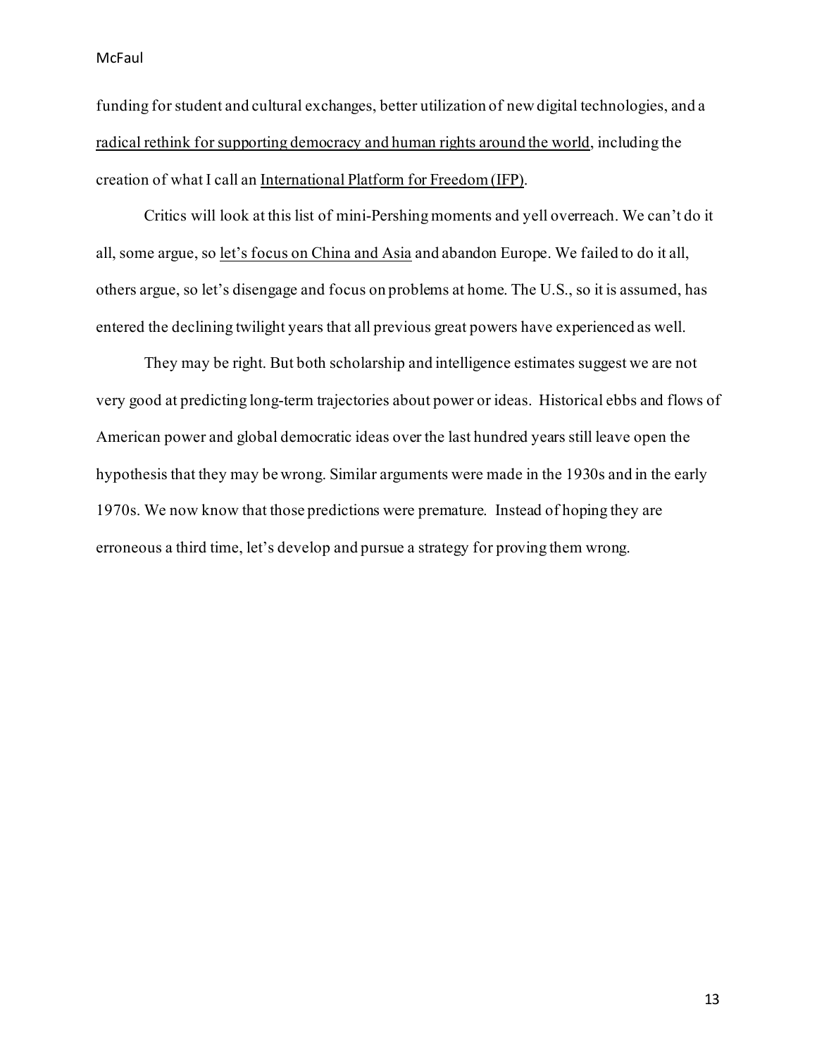funding for student and cultural exchanges, better utilization of new digital technologies, and a radical rethink for supporting democracy and human rights around the world, including the creation of what I call an International Platform for Freedom (IFP).

Critics will look at this list of mini-Pershing moments and yell overreach. We can't do it all, some argue, so let's focus on China and Asia and abandon Europe. We failed to do it all, others argue, so let's disengage and focus on problems at home. The U.S., so it is assumed, has entered the declining twilight years that all previous great powers have experienced as well.

They may be right. But both scholarship and intelligence estimates suggest we are not very good at predicting long-term trajectories about power or ideas. Historical ebbs and flows of American power and global democratic ideas over the last hundred years still leave open the hypothesis that they may be wrong. Similar arguments were made in the 1930s and in the early 1970s. We now know that those predictions were premature. Instead of hoping they are erroneous a third time, let's develop and pursue a strategy for proving them wrong.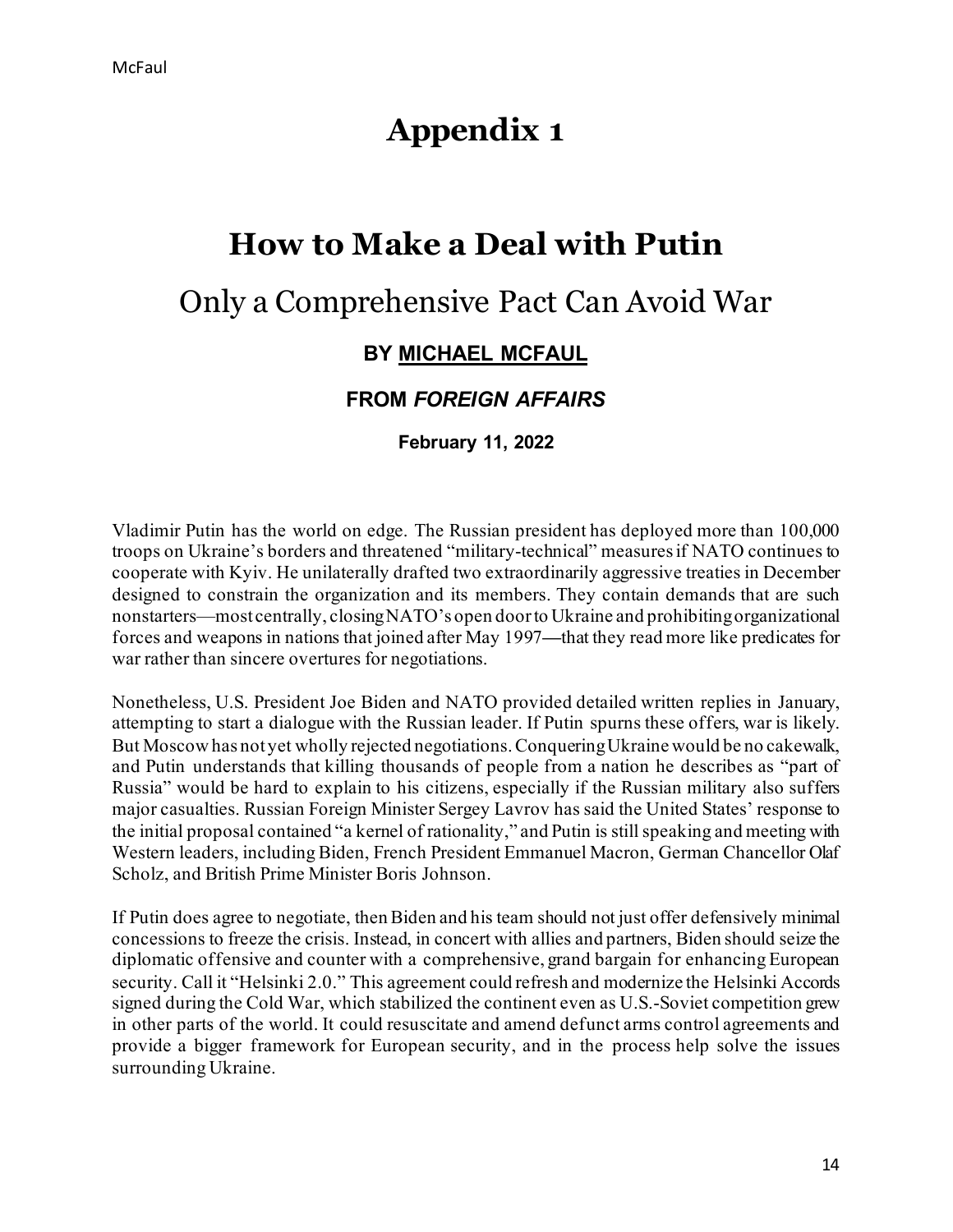# Appendix 1

## How to Make a Deal with Putin

### Only a Comprehensive Pact Can Avoid War

**BY MICHAEL MCFAUL**

**FROM *FOREIGN AFFAIRS***

**February 11, 2022**

Vladimir Putin has the world on edge. The Russian president has deployed more than 100,000 troops on Ukraine's borders and threatened "military-technical" measures if NATO continues to cooperate with Kyiv. He unilaterally drafted two extraordinarily aggressive treaties in December designed to constrain the organization and its members. They contain demands that are such nonstarters—most centrally, closing NATO's open door to Ukraine and prohibiting organizational forces and weapons in nations that joined after May 1997—that they read more like predicates for war rather than sincere overtures for negotiations.

Nonetheless, U.S. President Joe Biden and NATO provided detailed written replies in January, attempting to start a dialogue with the Russian leader. If Putin spurns these offers, war is likely. But Moscow has not yet wholly rejected negotiations. Conquering Ukraine would be no cakewalk, and Putin understands that killing thousands of people from a nation he describes as "part of Russia" would be hard to explain to his citizens, especially if the Russian military also suffers major casualties. Russian Foreign Minister Sergey Lavrov has said the United States' response to the initial proposal contained "a kernel of rationality," and Putin is still speaking and meeting with Western leaders, including Biden, French President Emmanuel Macron, German Chancellor Olaf Scholz, and British Prime Minister Boris Johnson.

If Putin does agree to negotiate, then Biden and his team should not just offer defensively minimal concessions to freeze the crisis. Instead, in concert with allies and partners, Biden should seize the diplomatic offensive and counter with a comprehensive, grand bargain for enhancing European security. Call it "Helsinki 2.0." This agreement could refresh and modernize the Helsinki Accords signed during the Cold War, which stabilized the continent even as U.S.-Soviet competition grew in other parts of the world. It could resuscitate and amend defunct arms control agreements and provide a bigger framework for European security, and in the process help solve the issues surrounding Ukraine.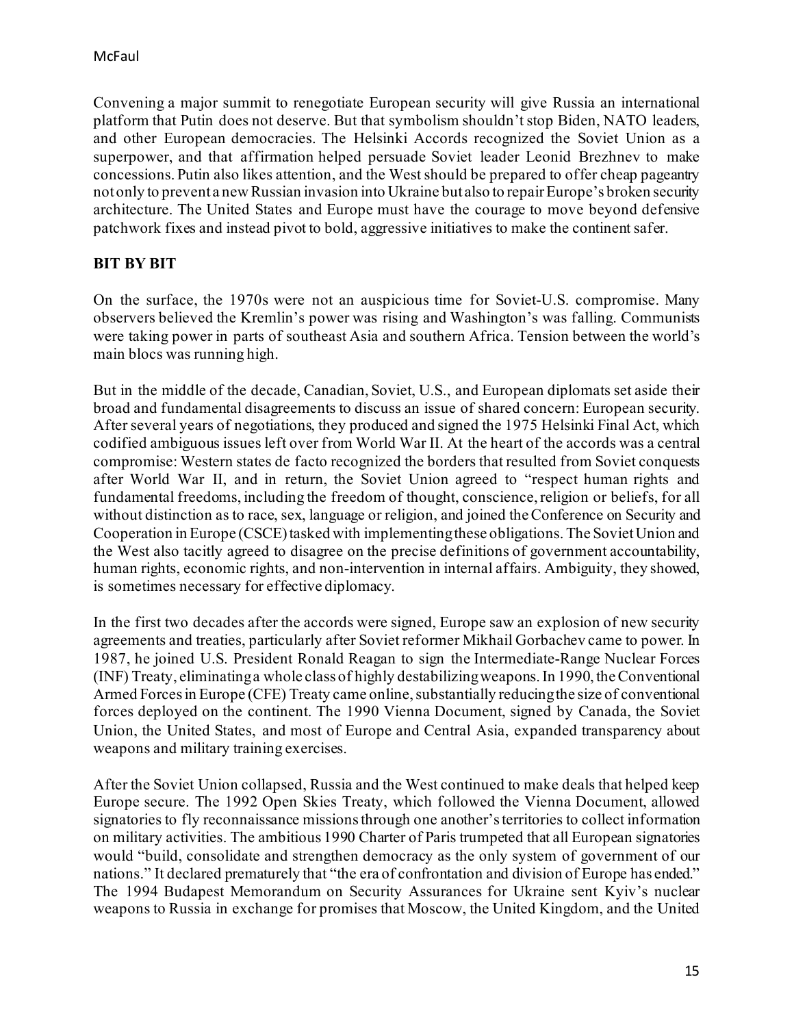Convening a major summit to renegotiate European security will give Russia an international platform that Putin does not deserve. But that symbolism shouldn't stop Biden, NATO leaders, and other European democracies. The Helsinki Accords recognized the Soviet Union as a superpower, and that affirmation helped persuade Soviet leader Leonid Brezhnev to make concessions. Putin also likes attention, and the West should be prepared to offer cheap pageantry not only to prevent a new Russian invasion into Ukraine but also to repair Europe's broken security architecture. The United States and Europe must have the courage to move beyond defensive patchwork fixes and instead pivot to bold, aggressive initiatives to make the continent safer.

## BIT BY BIT

On the surface, the 1970s were not an auspicious time for Soviet-U.S. compromise. Many observers believed the Kremlin's power was rising and Washington's was falling. Communists were taking power in parts of southeast Asia and southern Africa. Tension between the world's main blocs was running high.

But in the middle of the decade, Canadian, Soviet, U.S., and European diplomats set aside their broad and fundamental disagreements to discuss an issue of shared concern: European security. After several years of negotiations, they produced and signed the 1975 Helsinki Final Act, which codified ambiguous issues left over from World War II. At the heart of the accords was a central compromise: Western states de facto recognized the borders that resulted from Soviet conquests after World War II, and in return, the Soviet Union agreed to "respect human rights and fundamental freedoms, including the freedom of thought, conscience, religion or beliefs, for all without distinction as to race, sex, language or religion, and joined the Conference on Security and Cooperation in Europe (CSCE) tasked with implementing these obligations. The Soviet Union and the West also tacitly agreed to disagree on the precise definitions of government accountability, human rights, economic rights, and non-intervention in internal affairs. Ambiguity, they showed, is sometimes necessary for effective diplomacy.

In the first two decades after the accords were signed, Europe saw an explosion of new security agreements and treaties, particularly after Soviet reformer Mikhail Gorbachev came to power. In 1987, he joined U.S. President Ronald Reagan to sign the Intermediate-Range Nuclear Forces (INF) Treaty, eliminating a whole class of highly destabilizing weapons. In 1990, the Conventional Armed Forces in Europe (CFE) Treaty came online, substantially reducing the size of conventional forces deployed on the continent. The 1990 Vienna Document, signed by Canada, the Soviet Union, the United States, and most of Europe and Central Asia, expanded transparency about weapons and military training exercises.

After the Soviet Union collapsed, Russia and the West continued to make deals that helped keep Europe secure. The 1992 Open Skies Treaty, which followed the Vienna Document, allowed signatories to fly reconnaissance missions through one another's territories to collect information on military activities. The ambitious 1990 Charter of Paris trumpeted that all European signatories would "build, consolidate and strengthen democracy as the only system of government of our nations." It declared prematurely that "the era of confrontation and division of Europe has ended." The 1994 Budapest Memorandum on Security Assurances for Ukraine sent Kyiv's nuclear weapons to Russia in exchange for promises that Moscow, the United Kingdom, and the United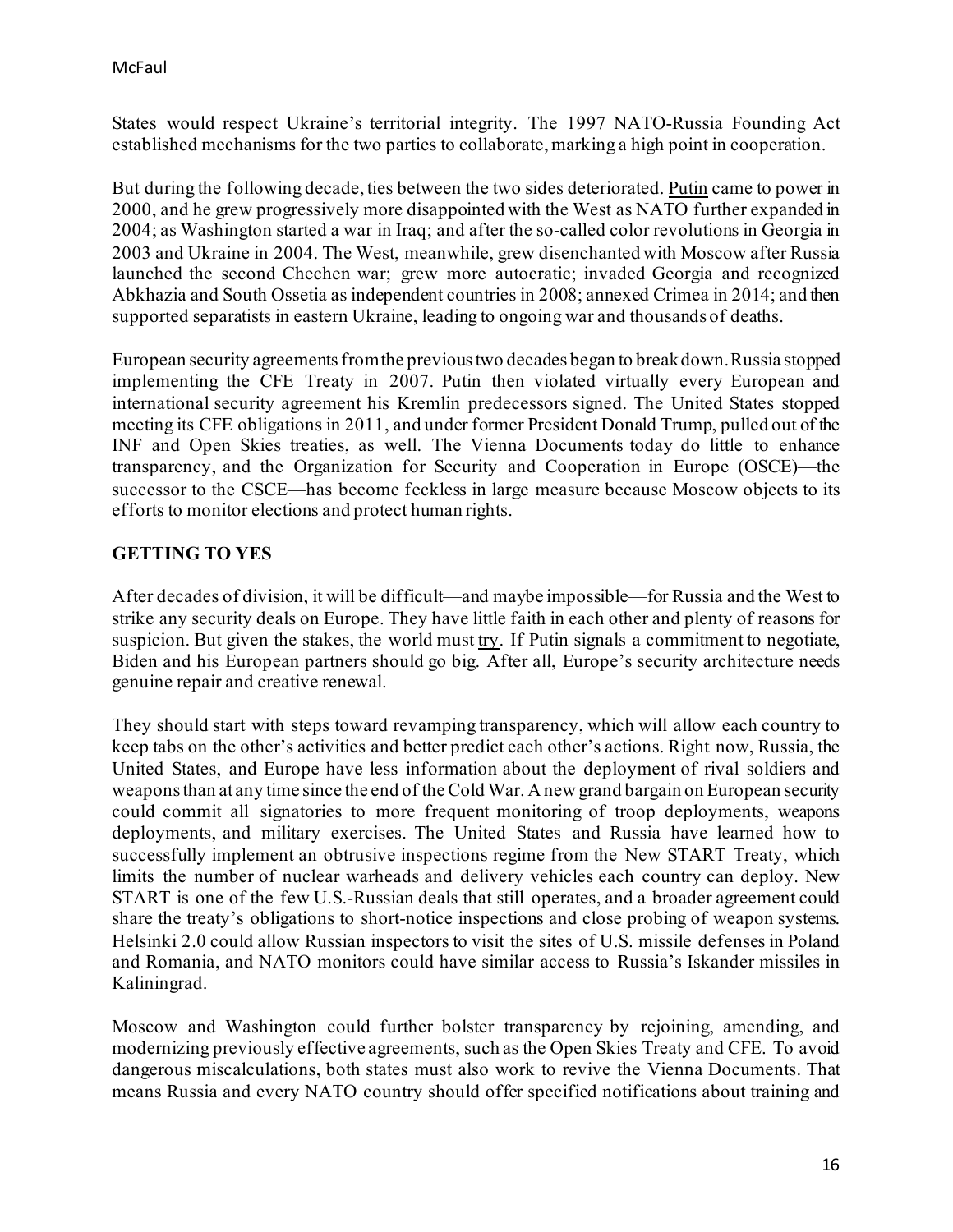States would respect Ukraine's territorial integrity. The 1997 NATO-Russia Founding Act established mechanisms for the two parties to collaborate, marking a high point in cooperation.

But during the following decade, ties between the two sides deteriorated. Putin came to power in 2000, and he grew progressively more disappointed with the West as NATO further expanded in 2004; as Washington started a war in Iraq; and after the so-called color revolutions in Georgia in 2003 and Ukraine in 2004. The West, meanwhile, grew disenchanted with Moscow after Russia launched the second Chechen war; grew more autocratic; invaded Georgia and recognized Abkhazia and South Ossetia as independent countries in 2008; annexed Crimea in 2014; and then supported separatists in eastern Ukraine, leading to ongoing war and thousands of deaths.

European security agreements from the previous two decades began to break down. Russia stopped implementing the CFE Treaty in 2007. Putin then violated virtually every European and international security agreement his Kremlin predecessors signed. The United States stopped meeting its CFE obligations in 2011, and under former President Donald Trump, pulled out of the INF and Open Skies treaties, as well. The Vienna Documents today do little to enhance transparency, and the Organization for Security and Cooperation in Europe (OSCE)—the successor to the CSCE—has become feckless in large measure because Moscow objects to its efforts to monitor elections and protect human rights.

## GETTING TO YES

After decades of division, it will be difficult—and maybe impossible—for Russia and the West to strike any security deals on Europe. They have little faith in each other and plenty of reasons for suspicion. But given the stakes, the world must try. If Putin signals a commitment to negotiate, Biden and his European partners should go big. After all, Europe's security architecture needs genuine repair and creative renewal.

They should start with steps toward revamping transparency, which will allow each country to keep tabs on the other's activities and better predict each other's actions. Right now, Russia, the United States, and Europe have less information about the deployment of rival soldiers and weapons than at any time since the end of the Cold War. A new grand bargain on European security could commit all signatories to more frequent monitoring of troop deployments, weapons deployments, and military exercises. The United States and Russia have learned how to successfully implement an obtrusive inspections regime from the New START Treaty, which limits the number of nuclear warheads and delivery vehicles each country can deploy. New START is one of the few U.S.-Russian deals that still operates, and a broader agreement could share the treaty's obligations to short-notice inspections and close probing of weapon systems. Helsinki 2.0 could allow Russian inspectors to visit the sites of U.S. missile defenses in Poland and Romania, and NATO monitors could have similar access to Russia's Iskander missiles in Kaliningrad.

Moscow and Washington could further bolster transparency by rejoining, amending, and modernizing previously effective agreements, such as the Open Skies Treaty and CFE. To avoid dangerous miscalculations, both states must also work to revive the Vienna Documents. That means Russia and every NATO country should offer specified notifications about training and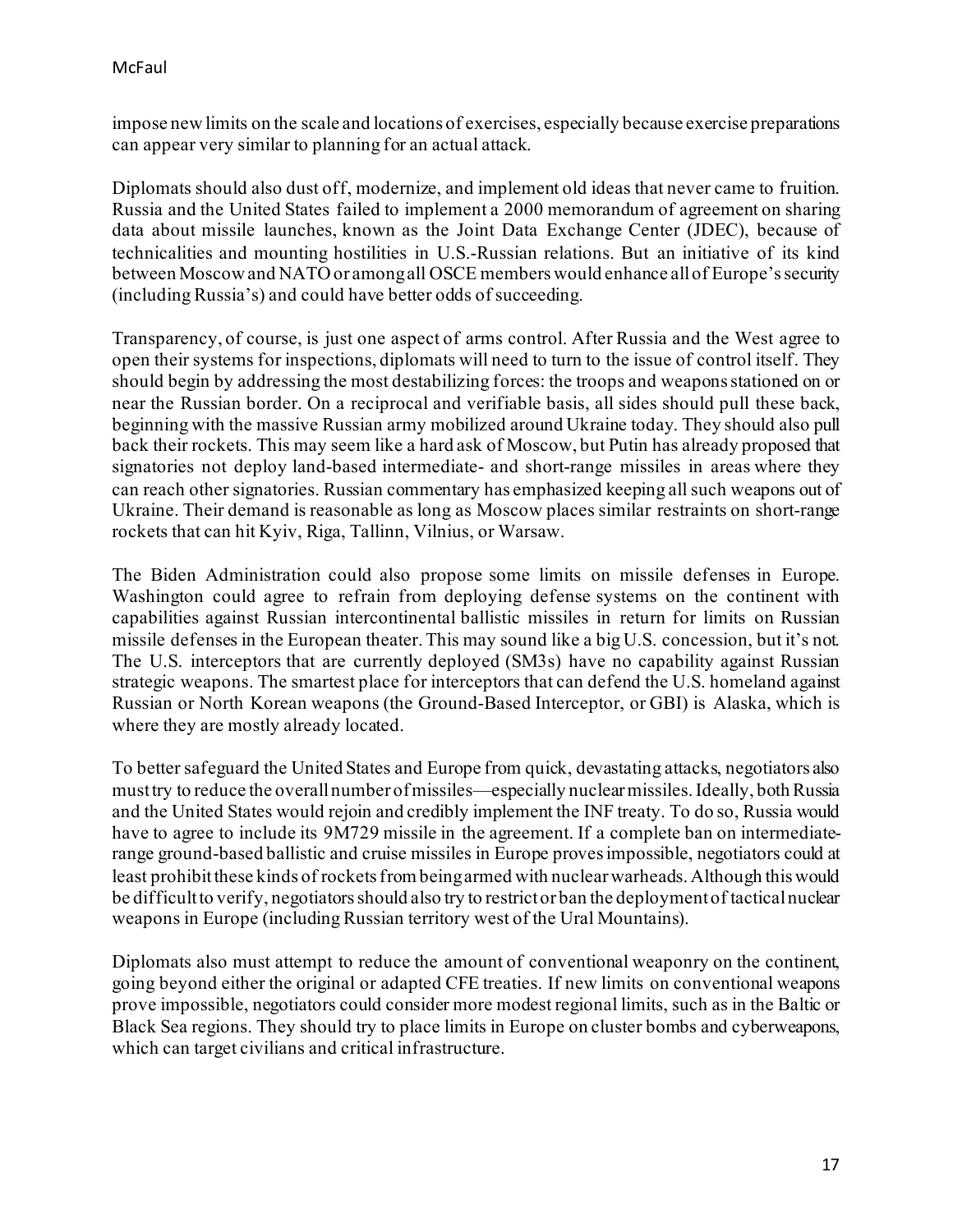impose new limits on the scale and locations of exercises, especially because exercise preparations can appear very similar to planning for an actual attack.

Diplomats should also dust off, modernize, and implement old ideas that never came to fruition. Russia and the United States failed to implement a 2000 memorandum of agreement on sharing data about missile launches, known as the Joint Data Exchange Center (JDEC), because of technicalities and mounting hostilities in U.S.-Russian relations. But an initiative of its kind between Moscow and NATO or among all OSCE members would enhance all of Europe's security (including Russia's) and could have better odds of succeeding.

Transparency, of course, is just one aspect of arms control. After Russia and the West agree to open their systems for inspections, diplomats will need to turn to the issue of control itself. They should begin by addressing the most destabilizing forces: the troops and weapons stationed on or near the Russian border. On a reciprocal and verifiable basis, all sides should pull these back, beginning with the massive Russian army mobilized around Ukraine today. They should also pull back their rockets. This may seem like a hard ask of Moscow, but Putin has already proposed that signatories not deploy land-based intermediate- and short-range missiles in areas where they can reach other signatories. Russian commentary has emphasized keeping all such weapons out of Ukraine. Their demand is reasonable as long as Moscow places similar restraints on short-range rockets that can hit Kyiv, Riga, Tallinn, Vilnius, or Warsaw.

The Biden Administration could also propose some limits on missile defenses in Europe. Washington could agree to refrain from deploying defense systems on the continent with capabilities against Russian intercontinental ballistic missiles in return for limits on Russian missile defenses in the European theater. This may sound like a big U.S. concession, but it's not. The U.S. interceptors that are currently deployed (SM3s) have no capability against Russian strategic weapons. The smartest place for interceptors that can defend the U.S. homeland against Russian or North Korean weapons (the Ground-Based Interceptor, or GBI) is Alaska, which is where they are mostly already located.

To better safeguard the United States and Europe from quick, devastating attacks, negotiators also must try to reduce the overall number of missiles—especially nuclear missiles. Ideally, both Russia and the United States would rejoin and credibly implement the INF treaty. To do so, Russia would have to agree to include its 9M729 missile in the agreement. If a complete ban on intermediate-range ground-based ballistic and cruise missiles in Europe proves impossible, negotiators could at least prohibit these kinds of rockets from being armed with nuclear warheads. Although this would be difficult to verify, negotiators should also try to restrict or ban the deployment of tactical nuclear weapons in Europe (including Russian territory west of the Ural Mountains).

Diplomats also must attempt to reduce the amount of conventional weaponry on the continent, going beyond either the original or adapted CFE treaties. If new limits on conventional weapons prove impossible, negotiators could consider more modest regional limits, such as in the Baltic or Black Sea regions. They should try to place limits in Europe on cluster bombs and cyberweapons, which can target civilians and critical infrastructure.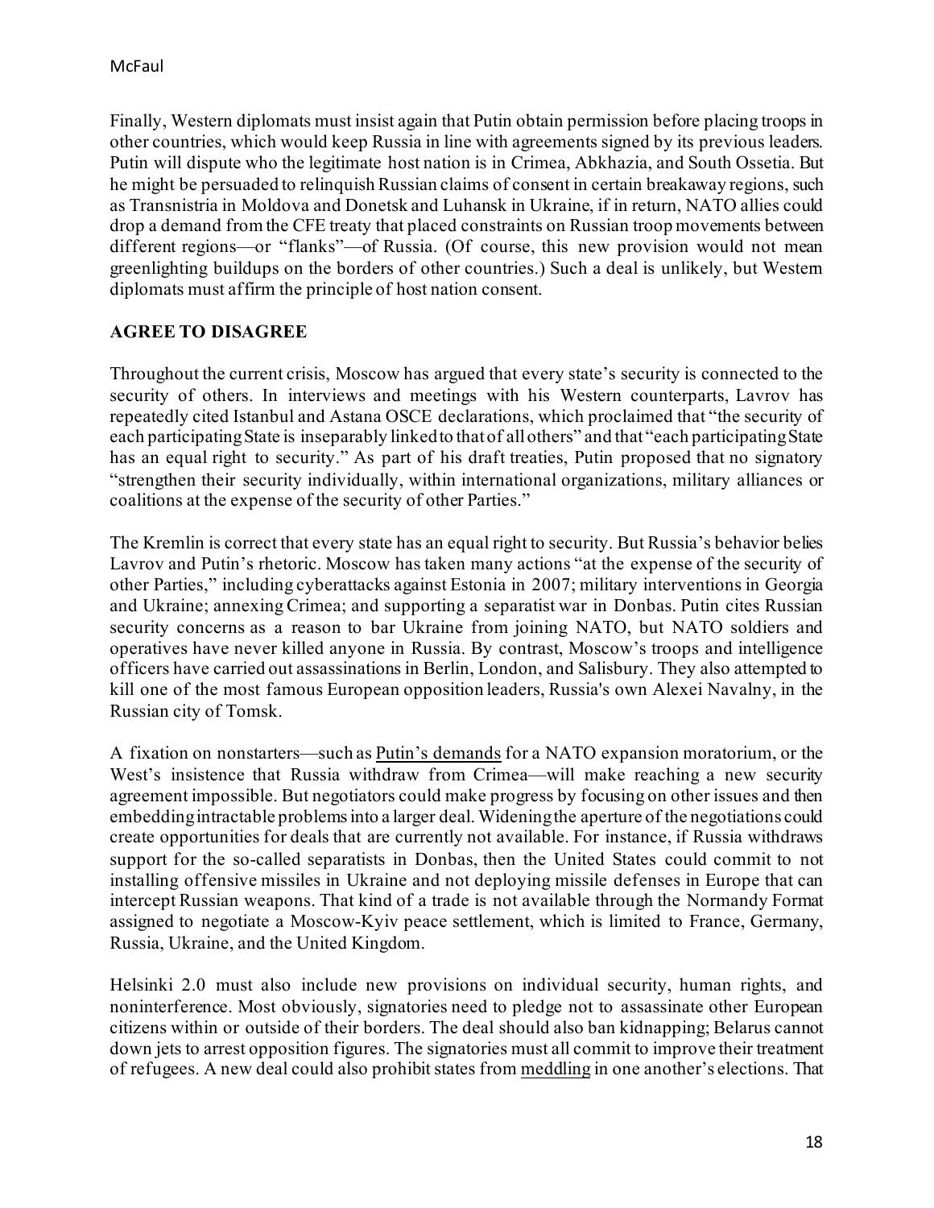Finally, Western diplomats must insist again that Putin obtain permission before placing troops in other countries, which would keep Russia in line with agreements signed by its previous leaders. Putin will dispute who the legitimate host nation is in Crimea, Abkhazia, and South Ossetia. But he might be persuaded to relinquish Russian claims of consent in certain breakaway regions, such as Transnistria in Moldova and Donetsk and Luhansk in Ukraine, if in return, NATO allies could drop a demand from the CFE treaty that placed constraints on Russian troop movements between different regions—or "flanks"—of Russia. (Of course, this new provision would not mean greenlighting buildups on the borders of other countries.) Such a deal is unlikely, but Western diplomats must affirm the principle of host nation consent.

## AGREE TO DISAGREE

Throughout the current crisis, Moscow has argued that every state's security is connected to the security of others. In interviews and meetings with his Western counterparts, Lavrov has repeatedly cited Istanbul and Astana OSCE declarations, which proclaimed that "the security of each participating State is inseparably linked to that of all others" and that "each participating State has an equal right to security." As part of his draft treaties, Putin proposed that no signatory "strengthen their security individually, within international organizations, military alliances or coalitions at the expense of the security of other Parties."

The Kremlin is correct that every state has an equal right to security. But Russia's behavior belies Lavrov and Putin's rhetoric. Moscow has taken many actions "at the expense of the security of other Parties," including cyberattacks against Estonia in 2007; military interventions in Georgia and Ukraine; annexing Crimea; and supporting a separatist war in Donbas. Putin cites Russian security concerns as a reason to bar Ukraine from joining NATO, but NATO soldiers and operatives have never killed anyone in Russia. By contrast, Moscow's troops and intelligence officers have carried out assassinations in Berlin, London, and Salisbury. They also attempted to kill one of the most famous European opposition leaders, Russia's own Alexei Navalny, in the Russian city of Tomsk.

A fixation on nonstarters—such as Putin's demands for a NATO expansion moratorium, or the West's insistence that Russia withdraw from Crimea—will make reaching a new security agreement impossible. But negotiators could make progress by focusing on other issues and then embedding intractable problems into a larger deal. Widening the aperture of the negotiations could create opportunities for deals that are currently not available. For instance, if Russia withdraws support for the so-called separatists in Donbas, then the United States could commit to not installing offensive missiles in Ukraine and not deploying missile defenses in Europe that can intercept Russian weapons. That kind of a trade is not available through the Normandy Format assigned to negotiate a Moscow-Kyiv peace settlement, which is limited to France, Germany, Russia, Ukraine, and the United Kingdom.

Helsinki 2.0 must also include new provisions on individual security, human rights, and noninterference. Most obviously, signatories need to pledge not to assassinate other European citizens within or outside of their borders. The deal should also ban kidnapping; Belarus cannot down jets to arrest opposition figures. The signatories must all commit to improve their treatment of refugees. A new deal could also prohibit states from meddling in one another's elections. That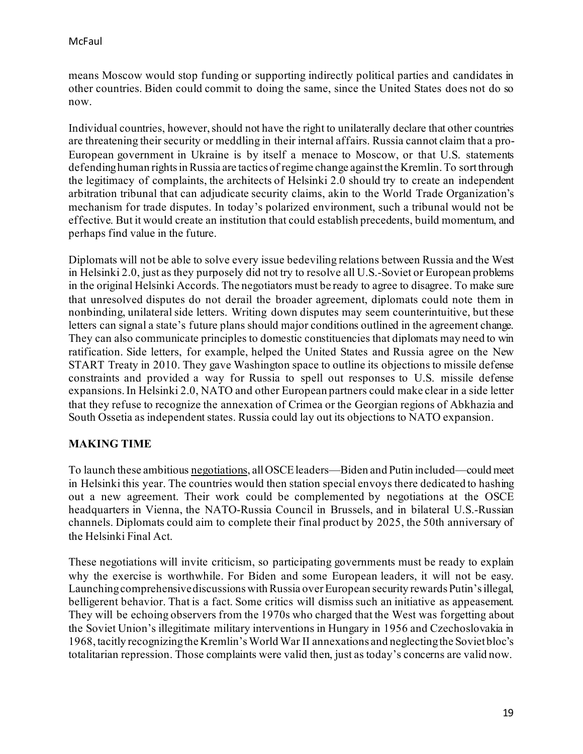means Moscow would stop funding or supporting indirectly political parties and candidates in other countries. Biden could commit to doing the same, since the United States does not do so now.

Individual countries, however, should not have the right to unilaterally declare that other countries are threatening their security or meddling in their internal affairs. Russia cannot claim that a pro-European government in Ukraine is by itself a menace to Moscow, or that U.S. statements defending human rights in Russia are tactics of regime change against the Kremlin. To sort through the legitimacy of complaints, the architects of Helsinki 2.0 should try to create an independent arbitration tribunal that can adjudicate security claims, akin to the World Trade Organization's mechanism for trade disputes. In today's polarized environment, such a tribunal would not be effective. But it would create an institution that could establish precedents, build momentum, and perhaps find value in the future.

Diplomats will not be able to solve every issue bedeviling relations between Russia and the West in Helsinki 2.0, just as they purposely did not try to resolve all U.S.-Soviet or European problems in the original Helsinki Accords. The negotiators must be ready to agree to disagree. To make sure that unresolved disputes do not derail the broader agreement, diplomats could note them in nonbinding, unilateral side letters. Writing down disputes may seem counterintuitive, but these letters can signal a state's future plans should major conditions outlined in the agreement change. They can also communicate principles to domestic constituencies that diplomats may need to win ratification. Side letters, for example, helped the United States and Russia agree on the New START Treaty in 2010. They gave Washington space to outline its objections to missile defense constraints and provided a way for Russia to spell out responses to U.S. missile defense expansions. In Helsinki 2.0, NATO and other European partners could make clear in a side letter that they refuse to recognize the annexation of Crimea or the Georgian regions of Abkhazia and South Ossetia as independent states. Russia could lay out its objections to NATO expansion.

## MAKING TIME

To launch these ambitious negotiations, all OSCE leaders—Biden and Putin included—could meet in Helsinki this year. The countries would then station special envoys there dedicated to hashing out a new agreement. Their work could be complemented by negotiations at the OSCE headquarters in Vienna, the NATO-Russia Council in Brussels, and in bilateral U.S.-Russian channels. Diplomats could aim to complete their final product by 2025, the 50th anniversary of the Helsinki Final Act.

These negotiations will invite criticism, so participating governments must be ready to explain why the exercise is worthwhile. For Biden and some European leaders, it will not be easy. Launching comprehensive discussions with Russia over European security rewards Putin's illegal, belligerent behavior. That is a fact. Some critics will dismiss such an initiative as appeasement. They will be echoing observers from the 1970s who charged that the West was forgetting about the Soviet Union's illegitimate military interventions in Hungary in 1956 and Czechoslovakia in 1968, tacitly recognizing the Kremlin's World War II annexations and neglecting the Soviet bloc's totalitarian repression. Those complaints were valid then, just as today's concerns are valid now.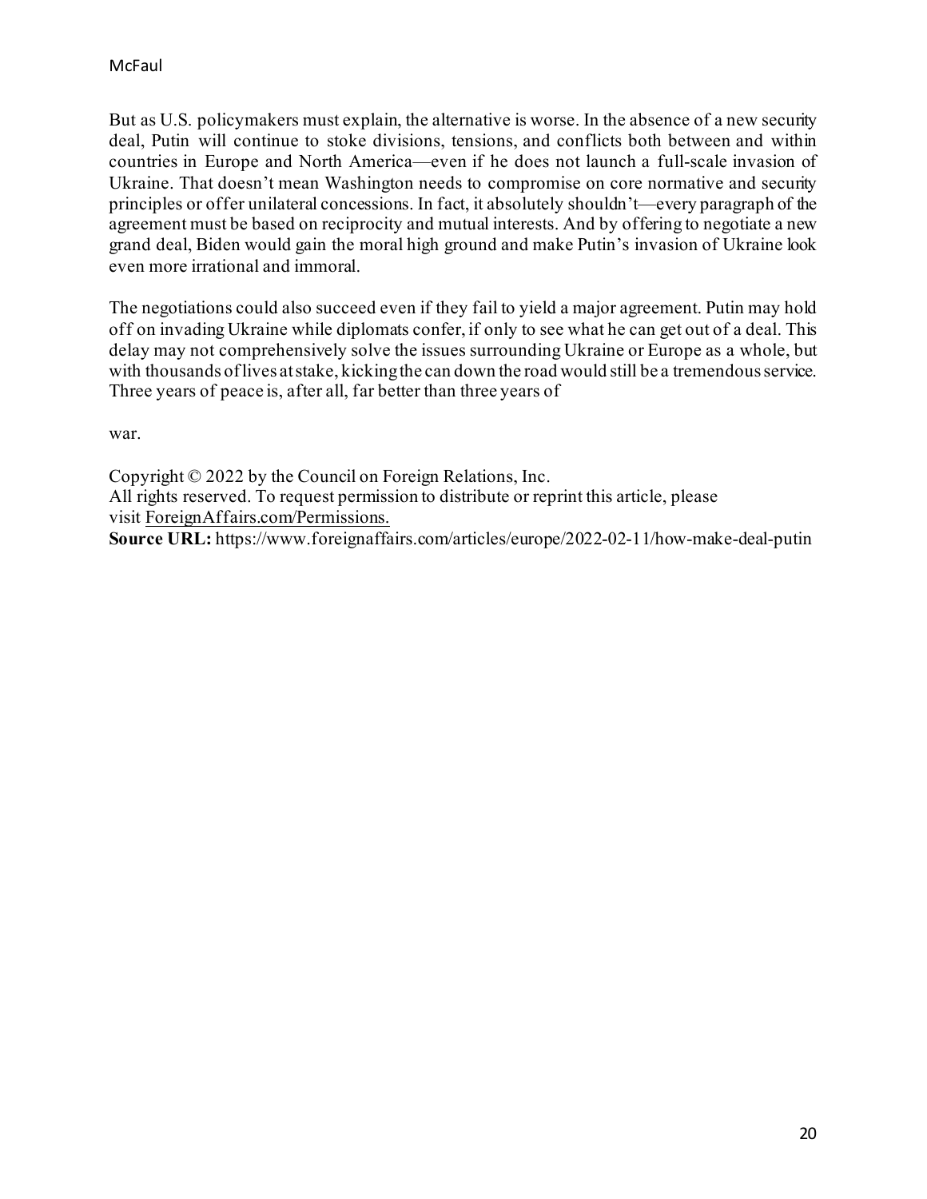But as U.S. policymakers must explain, the alternative is worse. In the absence of a new security deal, Putin will continue to stoke divisions, tensions, and conflicts both between and within countries in Europe and North America—even if he does not launch a full-scale invasion of Ukraine. That doesn't mean Washington needs to compromise on core normative and security principles or offer unilateral concessions. In fact, it absolutely shouldn't—every paragraph of the agreement must be based on reciprocity and mutual interests. And by offering to negotiate a new grand deal, Biden would gain the moral high ground and make Putin's invasion of Ukraine look even more irrational and immoral.

The negotiations could also succeed even if they fail to yield a major agreement. Putin may hold off on invading Ukraine while diplomats confer, if only to see what he can get out of a deal. This delay may not comprehensively solve the issues surrounding Ukraine or Europe as a whole, but with thousands of lives at stake, kicking the can down the road would still be a tremendous service. Three years of peace is, after all, far better than three years of

war.

Copyright © 2022 by the Council on Foreign Relations, Inc.
All rights reserved. To request permission to distribute or reprint this article, please visit ForeignAffairs.com/Permissions.
**Source URL:** https://www.foreignaffairs.com/articles/europe/2022-02-11/how-make-deal-putin